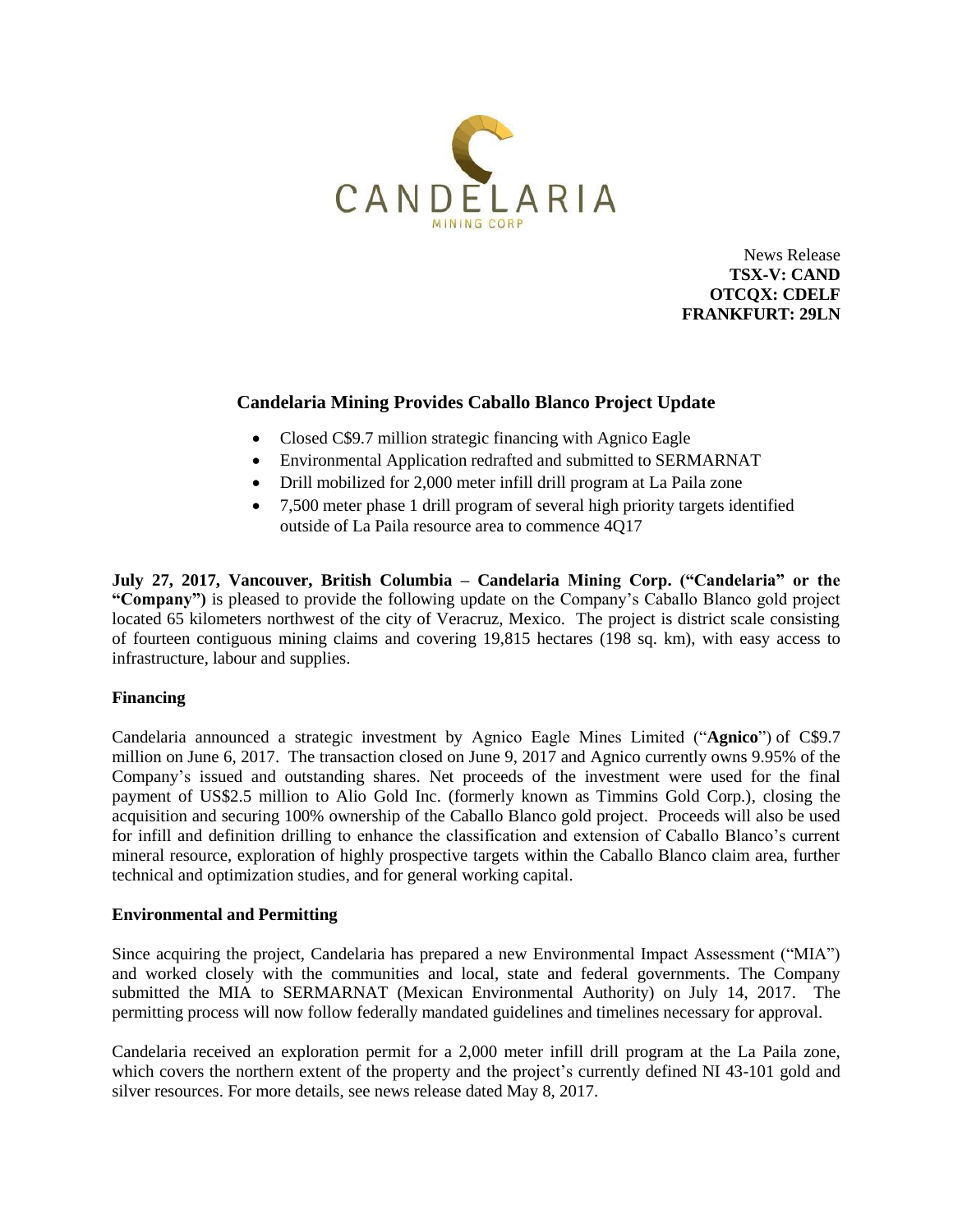CANDELARIA
MINING CORP

News Release
**TSX-V: CAND**
**OTCQX: CDELF**
**FRANKFURT: 29LN**

## Candelaria Mining Provides Caballo Blanco Project Update

- Closed C$9.7 million strategic financing with Agnico Eagle
- Environmental Application redrafted and submitted to SERMARNAT
- Drill mobilized for 2,000 meter infill drill program at La Paila zone
- 7,500 meter phase 1 drill program of several high priority targets identified outside of La Paila resource area to commence 4Q17

**July 27, 2017, Vancouver, British Columbia – Candelaria Mining Corp. ("Candelaria" or the "Company")** is pleased to provide the following update on the Company's Caballo Blanco gold project located 65 kilometers northwest of the city of Veracruz, Mexico. The project is district scale consisting of fourteen contiguous mining claims and covering 19,815 hectares (198 sq. km), with easy access to infrastructure, labour and supplies.

### Financing

Candelaria announced a strategic investment by Agnico Eagle Mines Limited ("**Agnico**") of C$9.7 million on June 6, 2017. The transaction closed on June 9, 2017 and Agnico currently owns 9.95% of the Company's issued and outstanding shares. Net proceeds of the investment were used for the final payment of US$2.5 million to Alio Gold Inc. (formerly known as Timmins Gold Corp.), closing the acquisition and securing 100% ownership of the Caballo Blanco gold project. Proceeds will also be used for infill and definition drilling to enhance the classification and extension of Caballo Blanco's current mineral resource, exploration of highly prospective targets within the Caballo Blanco claim area, further technical and optimization studies, and for general working capital.

### Environmental and Permitting

Since acquiring the project, Candelaria has prepared a new Environmental Impact Assessment ("MIA") and worked closely with the communities and local, state and federal governments. The Company submitted the MIA to SERMARNAT (Mexican Environmental Authority) on July 14, 2017. The permitting process will now follow federally mandated guidelines and timelines necessary for approval.

Candelaria received an exploration permit for a 2,000 meter infill drill program at the La Paila zone, which covers the northern extent of the property and the project's currently defined NI 43-101 gold and silver resources. For more details, see news release dated May 8, 2017.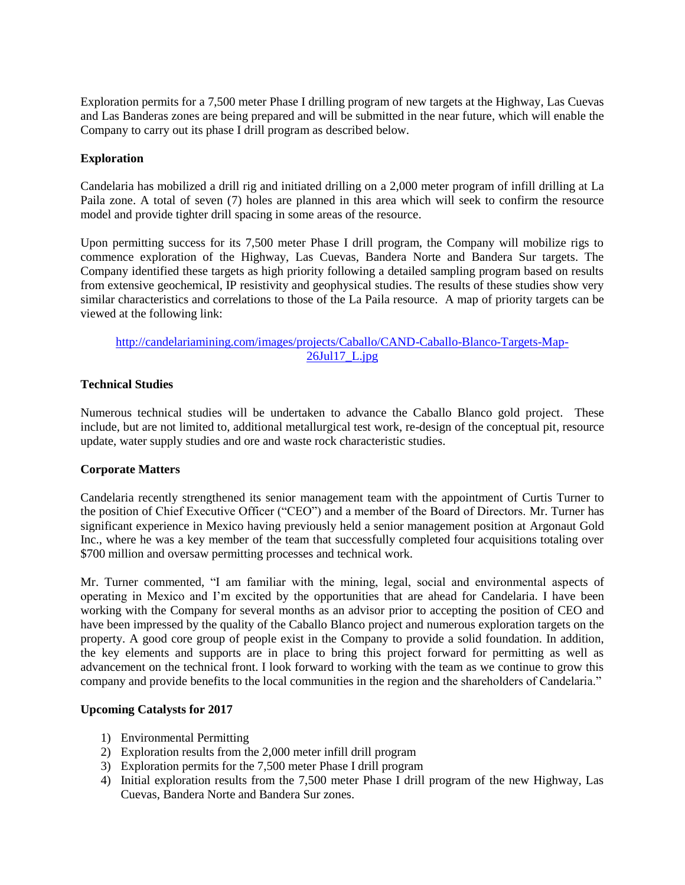Exploration permits for a 7,500 meter Phase I drilling program of new targets at the Highway, Las Cuevas and Las Banderas zones are being prepared and will be submitted in the near future, which will enable the Company to carry out its phase I drill program as described below.

**Exploration**

Candelaria has mobilized a drill rig and initiated drilling on a 2,000 meter program of infill drilling at La Paila zone. A total of seven (7) holes are planned in this area which will seek to confirm the resource model and provide tighter drill spacing in some areas of the resource.

Upon permitting success for its 7,500 meter Phase I drill program, the Company will mobilize rigs to commence exploration of the Highway, Las Cuevas, Bandera Norte and Bandera Sur targets. The Company identified these targets as high priority following a detailed sampling program based on results from extensive geochemical, IP resistivity and geophysical studies. The results of these studies show very similar characteristics and correlations to those of the La Paila resource. A map of priority targets can be viewed at the following link:

http://candelariamining.com/images/projects/Caballo/CAND-Caballo-Blanco-Targets-Map-26Jul17_L.jpg

**Technical Studies**

Numerous technical studies will be undertaken to advance the Caballo Blanco gold project. These include, but are not limited to, additional metallurgical test work, re-design of the conceptual pit, resource update, water supply studies and ore and waste rock characteristic studies.

**Corporate Matters**

Candelaria recently strengthened its senior management team with the appointment of Curtis Turner to the position of Chief Executive Officer ("CEO") and a member of the Board of Directors. Mr. Turner has significant experience in Mexico having previously held a senior management position at Argonaut Gold Inc., where he was a key member of the team that successfully completed four acquisitions totaling over $700 million and oversaw permitting processes and technical work.

Mr. Turner commented, "I am familiar with the mining, legal, social and environmental aspects of operating in Mexico and I'm excited by the opportunities that are ahead for Candelaria. I have been working with the Company for several months as an advisor prior to accepting the position of CEO and have been impressed by the quality of the Caballo Blanco project and numerous exploration targets on the property. A good core group of people exist in the Company to provide a solid foundation. In addition, the key elements and supports are in place to bring this project forward for permitting as well as advancement on the technical front. I look forward to working with the team as we continue to grow this company and provide benefits to the local communities in the region and the shareholders of Candelaria."

**Upcoming Catalysts for 2017**

1) Environmental Permitting
2) Exploration results from the 2,000 meter infill drill program
3) Exploration permits for the 7,500 meter Phase I drill program
4) Initial exploration results from the 7,500 meter Phase I drill program of the new Highway, Las Cuevas, Bandera Norte and Bandera Sur zones.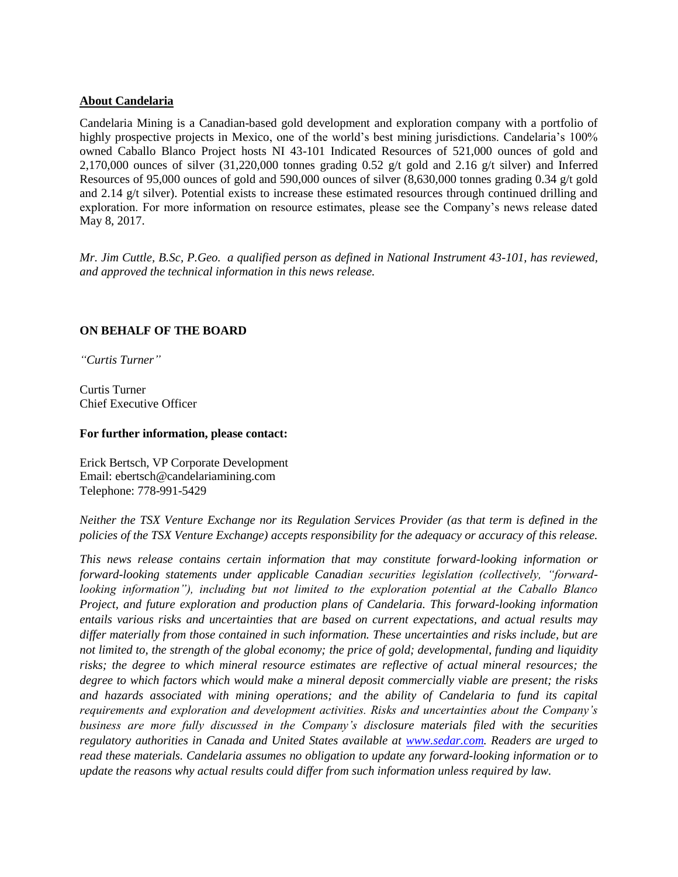**About Candelaria**

Candelaria Mining is a Canadian-based gold development and exploration company with a portfolio of highly prospective projects in Mexico, one of the world's best mining jurisdictions. Candelaria's 100% owned Caballo Blanco Project hosts NI 43-101 Indicated Resources of 521,000 ounces of gold and 2,170,000 ounces of silver (31,220,000 tonnes grading 0.52 g/t gold and 2.16 g/t silver) and Inferred Resources of 95,000 ounces of gold and 590,000 ounces of silver (8,630,000 tonnes grading 0.34 g/t gold and 2.14 g/t silver). Potential exists to increase these estimated resources through continued drilling and exploration. For more information on resource estimates, please see the Company's news release dated May 8, 2017.

*Mr. Jim Cuttle, B.Sc, P.Geo. a qualified person as defined in National Instrument 43-101, has reviewed, and approved the technical information in this news release.*

**ON BEHALF OF THE BOARD**

*"Curtis Turner"*

Curtis Turner
Chief Executive Officer

**For further information, please contact:**

Erick Bertsch, VP Corporate Development
Email: ebertsch@candelariamining.com
Telephone: 778-991-5429

*Neither the TSX Venture Exchange nor its Regulation Services Provider (as that term is defined in the policies of the TSX Venture Exchange) accepts responsibility for the adequacy or accuracy of this release.*

*This news release contains certain information that may constitute forward-looking information or forward-looking statements under applicable Canadian securities legislation (collectively, "forward-looking information"), including but not limited to the exploration potential at the Caballo Blanco Project, and future exploration and production plans of Candelaria. This forward-looking information entails various risks and uncertainties that are based on current expectations, and actual results may differ materially from those contained in such information. These uncertainties and risks include, but are not limited to, the strength of the global economy; the price of gold; developmental, funding and liquidity risks; the degree to which mineral resource estimates are reflective of actual mineral resources; the degree to which factors which would make a mineral deposit commercially viable are present; the risks and hazards associated with mining operations; and the ability of Candelaria to fund its capital requirements and exploration and development activities. Risks and uncertainties about the Company's business are more fully discussed in the Company's disclosure materials filed with the securities regulatory authorities in Canada and United States available at www.sedar.com. Readers are urged to read these materials. Candelaria assumes no obligation to update any forward-looking information or to update the reasons why actual results could differ from such information unless required by law.*